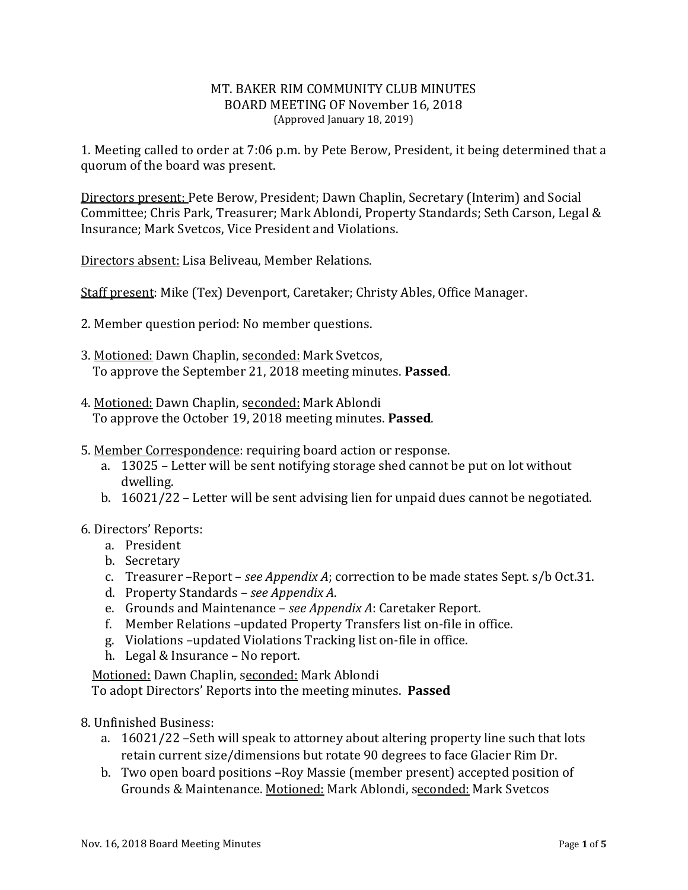# MT. BAKER RIM COMMUNITY CLUB MINUTES
## BOARD MEETING OF November 16, 2018
(Approved January 18, 2019)

1. Meeting called to order at 7:06 p.m. by Pete Berow, President, it being determined that a quorum of the board was present.

Directors present: Pete Berow, President; Dawn Chaplin, Secretary (Interim) and Social Committee; Chris Park, Treasurer; Mark Ablondi, Property Standards; Seth Carson, Legal & Insurance; Mark Svetcos, Vice President and Violations.

Directors absent: Lisa Beliveau, Member Relations.

Staff present: Mike (Tex) Devenport, Caretaker; Christy Ables, Office Manager.

2. Member question period: No member questions.

3. Motioned: Dawn Chaplin, seconded: Mark Svetcos,
   To approve the September 21, 2018 meeting minutes. **Passed**.

4. Motioned: Dawn Chaplin, seconded: Mark Ablondi
   To approve the October 19, 2018 meeting minutes. **Passed**.

5. Member Correspondence: requiring board action or response.
   a. 13025 – Letter will be sent notifying storage shed cannot be put on lot without dwelling.
   b. 16021/22 – Letter will be sent advising lien for unpaid dues cannot be negotiated.

6. Directors' Reports:
   a. President
   b. Secretary
   c. Treasurer –Report – *see Appendix A*; correction to be made states Sept. s/b Oct.31.
   d. Property Standards – *see Appendix A*.
   e. Grounds and Maintenance – *see Appendix A*: Caretaker Report.
   f. Member Relations –updated Property Transfers list on-file in office.
   g. Violations –updated Violations Tracking list on-file in office.
   h. Legal & Insurance – No report.

   Motioned: Dawn Chaplin, seconded: Mark Ablondi
   To adopt Directors' Reports into the meeting minutes. **Passed**

8. Unfinished Business:
   a. 16021/22 –Seth will speak to attorney about altering property line such that lots retain current size/dimensions but rotate 90 degrees to face Glacier Rim Dr.
   b. Two open board positions –Roy Massie (member present) accepted position of Grounds & Maintenance. Motioned: Mark Ablondi, seconded: Mark Svetcos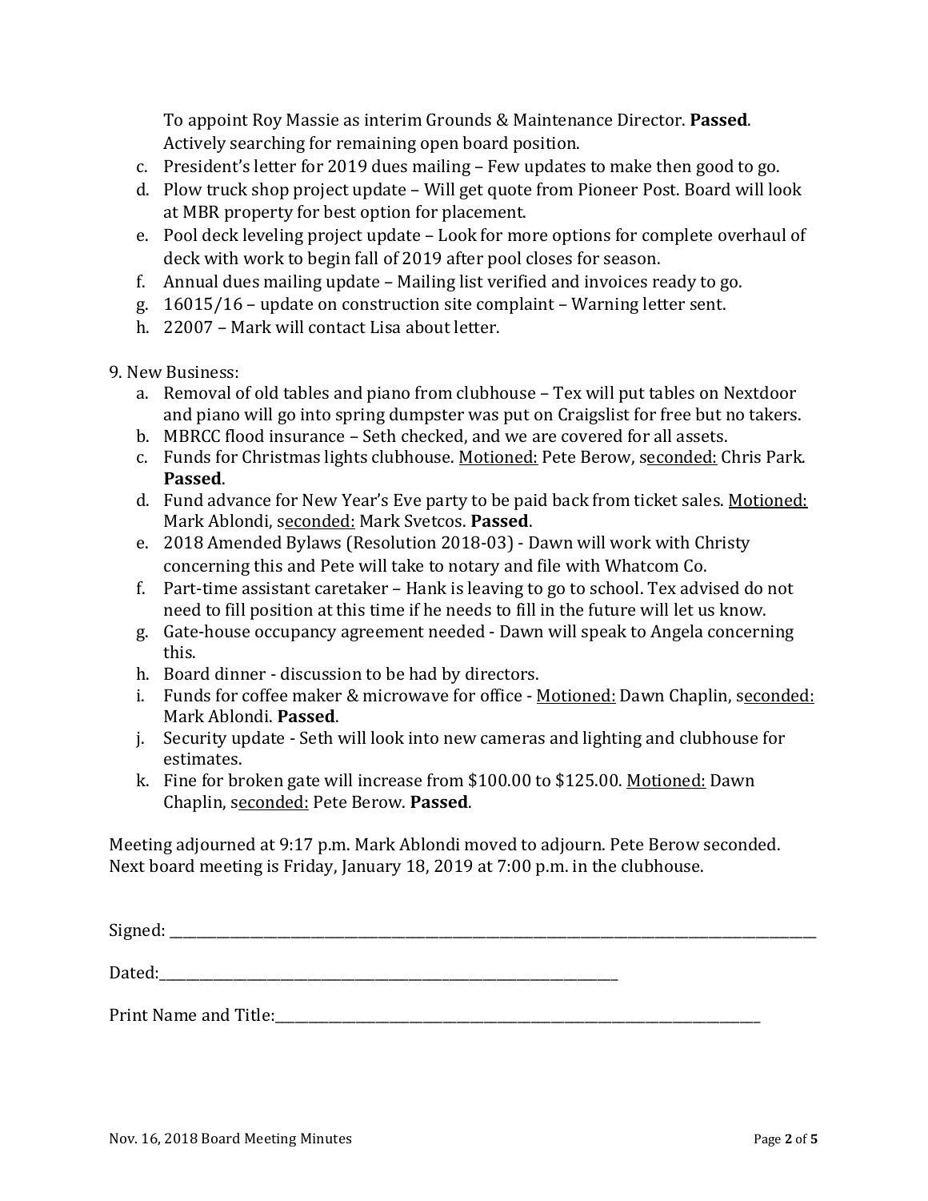To appoint Roy Massie as interim Grounds & Maintenance Director. **Passed**. Actively searching for remaining open board position.

c. President's letter for 2019 dues mailing – Few updates to make then good to go.
d. Plow truck shop project update – Will get quote from Pioneer Post. Board will look at MBR property for best option for placement.
e. Pool deck leveling project update – Look for more options for complete overhaul of deck with work to begin fall of 2019 after pool closes for season.
f. Annual dues mailing update – Mailing list verified and invoices ready to go.
g. 16015/16 – update on construction site complaint – Warning letter sent.
h. 22007 – Mark will contact Lisa about letter.

9. New Business:

a. Removal of old tables and piano from clubhouse – Tex will put tables on Nextdoor and piano will go into spring dumpster was put on Craigslist for free but no takers.
b. MBRCC flood insurance – Seth checked, and we are covered for all assets.
c. Funds for Christmas lights clubhouse. Motioned: Pete Berow, seconded: Chris Park. **Passed**.
d. Fund advance for New Year's Eve party to be paid back from ticket sales. Motioned: Mark Ablondi, seconded: Mark Svetcos. **Passed**.
e. 2018 Amended Bylaws (Resolution 2018-03) - Dawn will work with Christy concerning this and Pete will take to notary and file with Whatcom Co.
f. Part-time assistant caretaker – Hank is leaving to go to school. Tex advised do not need to fill position at this time if he needs to fill in the future will let us know.
g. Gate-house occupancy agreement needed - Dawn will speak to Angela concerning this.
h. Board dinner - discussion to be had by directors.
i. Funds for coffee maker & microwave for office - Motioned: Dawn Chaplin, seconded: Mark Ablondi. **Passed**.
j. Security update - Seth will look into new cameras and lighting and clubhouse for estimates.
k. Fine for broken gate will increase from $100.00 to $125.00. Motioned: Dawn Chaplin, seconded: Pete Berow. **Passed**.

Meeting adjourned at 9:17 p.m. Mark Ablondi moved to adjourn. Pete Berow seconded. Next board meeting is Friday, January 18, 2019 at 7:00 p.m. in the clubhouse.

Signed: ______________________________________________

Dated: ______________________________________

Print Name and Title: ______________________________________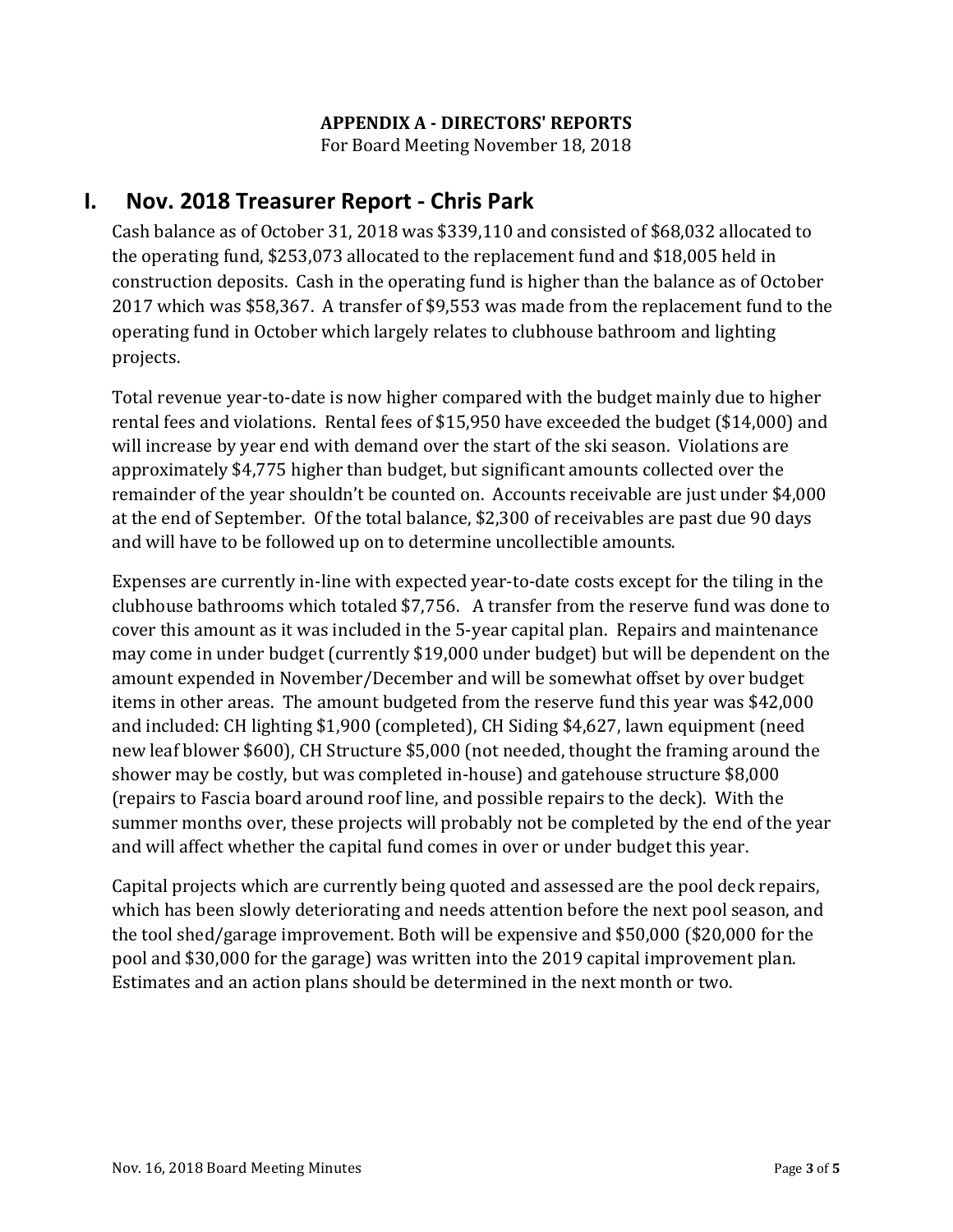**APPENDIX A - DIRECTORS' REPORTS**
For Board Meeting November 18, 2018

# I. Nov. 2018 Treasurer Report - Chris Park

Cash balance as of October 31, 2018 was $339,110 and consisted of $68,032 allocated to the operating fund, $253,073 allocated to the replacement fund and $18,005 held in construction deposits. Cash in the operating fund is higher than the balance as of October 2017 which was $58,367. A transfer of $9,553 was made from the replacement fund to the operating fund in October which largely relates to clubhouse bathroom and lighting projects.

Total revenue year-to-date is now higher compared with the budget mainly due to higher rental fees and violations. Rental fees of $15,950 have exceeded the budget ($14,000) and will increase by year end with demand over the start of the ski season. Violations are approximately $4,775 higher than budget, but significant amounts collected over the remainder of the year shouldn't be counted on. Accounts receivable are just under $4,000 at the end of September. Of the total balance, $2,300 of receivables are past due 90 days and will have to be followed up on to determine uncollectible amounts.

Expenses are currently in-line with expected year-to-date costs except for the tiling in the clubhouse bathrooms which totaled $7,756. A transfer from the reserve fund was done to cover this amount as it was included in the 5-year capital plan. Repairs and maintenance may come in under budget (currently $19,000 under budget) but will be dependent on the amount expended in November/December and will be somewhat offset by over budget items in other areas. The amount budgeted from the reserve fund this year was $42,000 and included: CH lighting $1,900 (completed), CH Siding $4,627, lawn equipment (need new leaf blower $600), CH Structure $5,000 (not needed, thought the framing around the shower may be costly, but was completed in-house) and gatehouse structure $8,000 (repairs to Fascia board around roof line, and possible repairs to the deck). With the summer months over, these projects will probably not be completed by the end of the year and will affect whether the capital fund comes in over or under budget this year.

Capital projects which are currently being quoted and assessed are the pool deck repairs, which has been slowly deteriorating and needs attention before the next pool season, and the tool shed/garage improvement. Both will be expensive and $50,000 ($20,000 for the pool and $30,000 for the garage) was written into the 2019 capital improvement plan. Estimates and an action plans should be determined in the next month or two.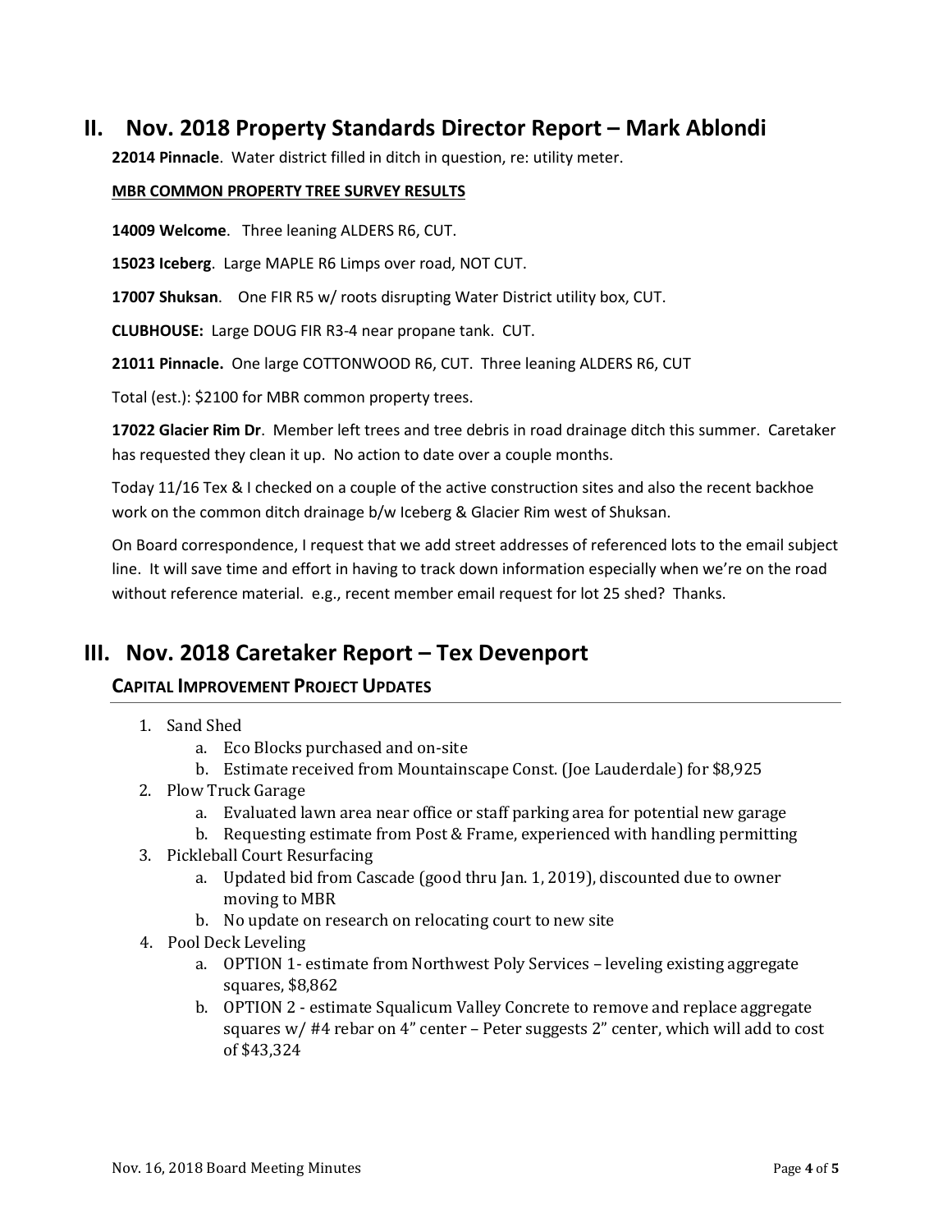## II. Nov. 2018 Property Standards Director Report – Mark Ablondi

**22014 Pinnacle**. Water district filled in ditch in question, re: utility meter.

**MBR COMMON PROPERTY TREE SURVEY RESULTS**

**14009 Welcome**. Three leaning ALDERS R6, CUT.

**15023 Iceberg**. Large MAPLE R6 Limps over road, NOT CUT.

**17007 Shuksan**. One FIR R5 w/ roots disrupting Water District utility box, CUT.

**CLUBHOUSE:** Large DOUG FIR R3-4 near propane tank. CUT.

**21011 Pinnacle.** One large COTTONWOOD R6, CUT. Three leaning ALDERS R6, CUT

Total (est.): $2100 for MBR common property trees.

**17022 Glacier Rim Dr**. Member left trees and tree debris in road drainage ditch this summer. Caretaker has requested they clean it up. No action to date over a couple months.

Today 11/16 Tex & I checked on a couple of the active construction sites and also the recent backhoe work on the common ditch drainage b/w Iceberg & Glacier Rim west of Shuksan.

On Board correspondence, I request that we add street addresses of referenced lots to the email subject line. It will save time and effort in having to track down information especially when we're on the road without reference material. e.g., recent member email request for lot 25 shed? Thanks.

## III. Nov. 2018 Caretaker Report – Tex Devenport

### CAPITAL IMPROVEMENT PROJECT UPDATES

1. Sand Shed
   a. Eco Blocks purchased and on-site
   b. Estimate received from Mountainscape Const. (Joe Lauderdale) for $8,925
2. Plow Truck Garage
   a. Evaluated lawn area near office or staff parking area for potential new garage
   b. Requesting estimate from Post & Frame, experienced with handling permitting
3. Pickleball Court Resurfacing
   a. Updated bid from Cascade (good thru Jan. 1, 2019), discounted due to owner moving to MBR
   b. No update on research on relocating court to new site
4. Pool Deck Leveling
   a. OPTION 1- estimate from Northwest Poly Services – leveling existing aggregate squares, $8,862
   b. OPTION 2 - estimate Squalicum Valley Concrete to remove and replace aggregate squares w/ #4 rebar on 4" center – Peter suggests 2" center, which will add to cost of $43,324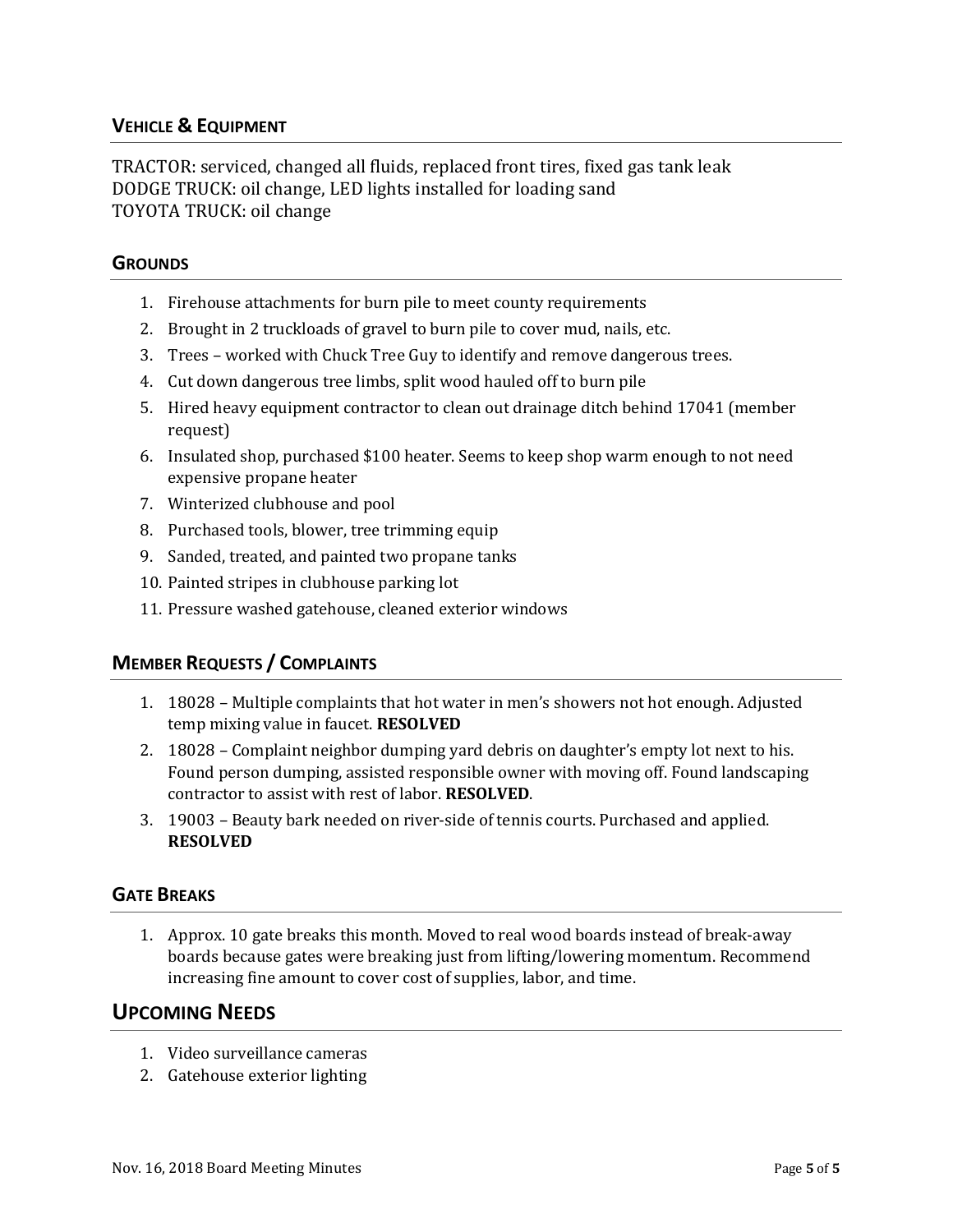### Vehicle & Equipment

TRACTOR: serviced, changed all fluids, replaced front tires, fixed gas tank leak
DODGE TRUCK: oil change, LED lights installed for loading sand
TOYOTA TRUCK: oil change

### Grounds

1. Firehouse attachments for burn pile to meet county requirements
2. Brought in 2 truckloads of gravel to burn pile to cover mud, nails, etc.
3. Trees – worked with Chuck Tree Guy to identify and remove dangerous trees.
4. Cut down dangerous tree limbs, split wood hauled off to burn pile
5. Hired heavy equipment contractor to clean out drainage ditch behind 17041 (member request)
6. Insulated shop, purchased $100 heater. Seems to keep shop warm enough to not need expensive propane heater
7. Winterized clubhouse and pool
8. Purchased tools, blower, tree trimming equip
9. Sanded, treated, and painted two propane tanks
10. Painted stripes in clubhouse parking lot
11. Pressure washed gatehouse, cleaned exterior windows

### Member Requests / Complaints

1. 18028 – Multiple complaints that hot water in men's showers not hot enough. Adjusted temp mixing value in faucet. **RESOLVED**
2. 18028 – Complaint neighbor dumping yard debris on daughter's empty lot next to his. Found person dumping, assisted responsible owner with moving off. Found landscaping contractor to assist with rest of labor. **RESOLVED**.
3. 19003 – Beauty bark needed on river-side of tennis courts. Purchased and applied. **RESOLVED**

### Gate Breaks

1. Approx. 10 gate breaks this month. Moved to real wood boards instead of break-away boards because gates were breaking just from lifting/lowering momentum. Recommend increasing fine amount to cover cost of supplies, labor, and time.

## Upcoming Needs

1. Video surveillance cameras
2. Gatehouse exterior lighting